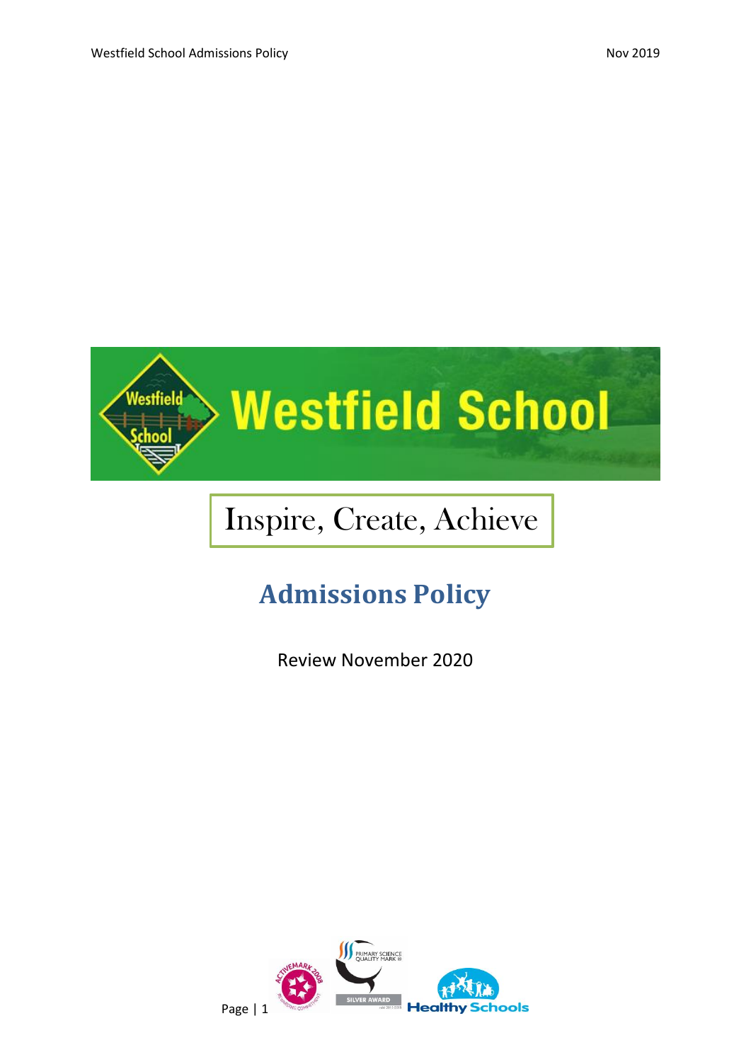# Westfield School

Inspire, Create, Achieve

## Admissions Policy

Review November 2020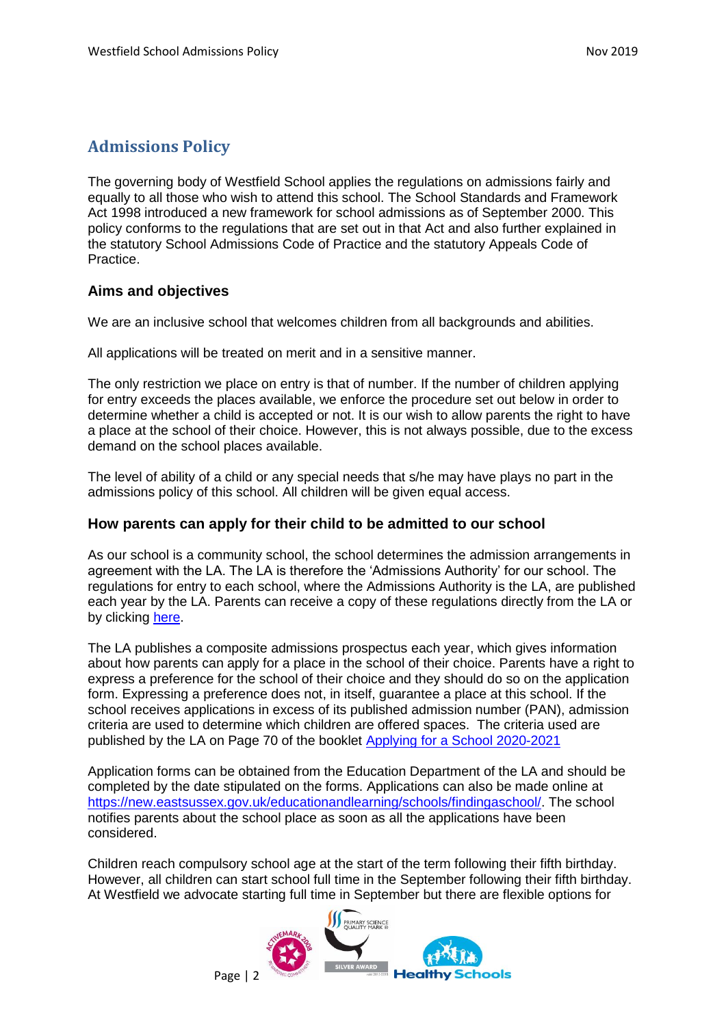## Admissions Policy

The governing body of Westfield School applies the regulations on admissions fairly and equally to all those who wish to attend this school. The School Standards and Framework Act 1998 introduced a new framework for school admissions as of September 2000. This policy conforms to the regulations that are set out in that Act and also further explained in the statutory School Admissions Code of Practice and the statutory Appeals Code of Practice.

### Aims and objectives

We are an inclusive school that welcomes children from all backgrounds and abilities.

All applications will be treated on merit and in a sensitive manner.

The only restriction we place on entry is that of number. If the number of children applying for entry exceeds the places available, we enforce the procedure set out below in order to determine whether a child is accepted or not. It is our wish to allow parents the right to have a place at the school of their choice. However, this is not always possible, due to the excess demand on the school places available.

The level of ability of a child or any special needs that s/he may have plays no part in the admissions policy of this school. All children will be given equal access.

### How parents can apply for their child to be admitted to our school

As our school is a community school, the school determines the admission arrangements in agreement with the LA. The LA is therefore the 'Admissions Authority' for our school. The regulations for entry to each school, where the Admissions Authority is the LA, are published each year by the LA. Parents can receive a copy of these regulations directly from the LA or by clicking here.

The LA publishes a composite admissions prospectus each year, which gives information about how parents can apply for a place in the school of their choice. Parents have a right to express a preference for the school of their choice and they should do so on the application form. Expressing a preference does not, in itself, guarantee a place at this school. If the school receives applications in excess of its published admission number (PAN), admission criteria are used to determine which children are offered spaces. The criteria used are published by the LA on Page 70 of the booklet Applying for a School 2020-2021

Application forms can be obtained from the Education Department of the LA and should be completed by the date stipulated on the forms. Applications can also be made online at https://new.eastsussex.gov.uk/educationandlearning/schools/findingaschool/. The school notifies parents about the school place as soon as all the applications have been considered.

Children reach compulsory school age at the start of the term following their fifth birthday. However, all children can start school full time in the September following their fifth birthday. At Westfield we advocate starting full time in September but there are flexible options for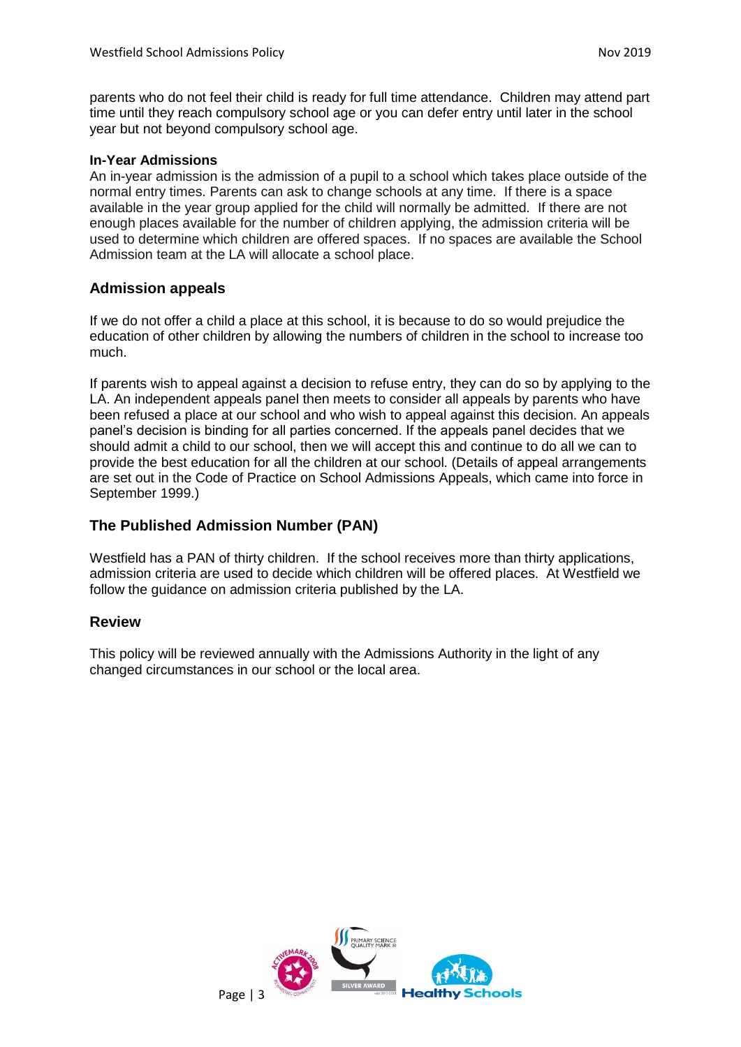parents who do not feel their child is ready for full time attendance. Children may attend part time until they reach compulsory school age or you can defer entry until later in the school year but not beyond compulsory school age.

**In-Year Admissions**

An in-year admission is the admission of a pupil to a school which takes place outside of the normal entry times. Parents can ask to change schools at any time. If there is a space available in the year group applied for the child will normally be admitted. If there are not enough places available for the number of children applying, the admission criteria will be used to determine which children are offered spaces. If no spaces are available the School Admission team at the LA will allocate a school place.

## Admission appeals

If we do not offer a child a place at this school, it is because to do so would prejudice the education of other children by allowing the numbers of children in the school to increase too much.

If parents wish to appeal against a decision to refuse entry, they can do so by applying to the LA. An independent appeals panel then meets to consider all appeals by parents who have been refused a place at our school and who wish to appeal against this decision. An appeals panel's decision is binding for all parties concerned. If the appeals panel decides that we should admit a child to our school, then we will accept this and continue to do all we can to provide the best education for all the children at our school. (Details of appeal arrangements are set out in the Code of Practice on School Admissions Appeals, which came into force in September 1999.)

## The Published Admission Number (PAN)

Westfield has a PAN of thirty children. If the school receives more than thirty applications, admission criteria are used to decide which children will be offered places. At Westfield we follow the guidance on admission criteria published by the LA.

## Review

This policy will be reviewed annually with the Admissions Authority in the light of any changed circumstances in our school or the local area.